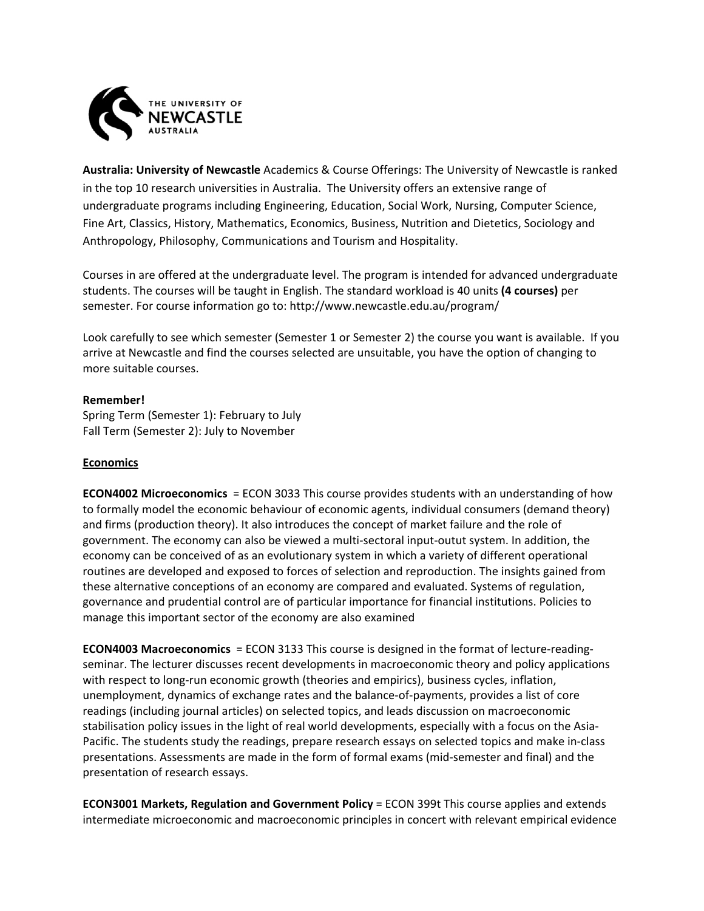**Australia: University of Newcastle** Academics & Course Offerings: The University of Newcastle is ranked in the top 10 research universities in Australia. The University offers an extensive range of undergraduate programs including Engineering, Education, Social Work, Nursing, Computer Science, Fine Art, Classics, History, Mathematics, Economics, Business, Nutrition and Dietetics, Sociology and Anthropology, Philosophy, Communications and Tourism and Hospitality.

Courses in are offered at the undergraduate level. The program is intended for advanced undergraduate students. The courses will be taught in English. The standard workload is 40 units **(4 courses)** per semester. For course information go to: http://www.newcastle.edu.au/program/

Look carefully to see which semester (Semester 1 or Semester 2) the course you want is available. If you arrive at Newcastle and find the courses selected are unsuitable, you have the option of changing to more suitable courses.

**Remember!**
Spring Term (Semester 1): February to July
Fall Term (Semester 2): July to November

## Economics

**ECON4002 Microeconomics** = ECON 3033 This course provides students with an understanding of how to formally model the economic behaviour of economic agents, individual consumers (demand theory) and firms (production theory). It also introduces the concept of market failure and the role of government. The economy can also be viewed a multi-sectoral input-outut system. In addition, the economy can be conceived of as an evolutionary system in which a variety of different operational routines are developed and exposed to forces of selection and reproduction. The insights gained from these alternative conceptions of an economy are compared and evaluated. Systems of regulation, governance and prudential control are of particular importance for financial institutions. Policies to manage this important sector of the economy are also examined

**ECON4003 Macroeconomics** = ECON 3133 This course is designed in the format of lecture-reading-seminar. The lecturer discusses recent developments in macroeconomic theory and policy applications with respect to long-run economic growth (theories and empirics), business cycles, inflation, unemployment, dynamics of exchange rates and the balance-of-payments, provides a list of core readings (including journal articles) on selected topics, and leads discussion on macroeconomic stabilisation policy issues in the light of real world developments, especially with a focus on the Asia-Pacific. The students study the readings, prepare research essays on selected topics and make in-class presentations. Assessments are made in the form of formal exams (mid-semester and final) and the presentation of research essays.

**ECON3001 Markets, Regulation and Government Policy** = ECON 399t This course applies and extends intermediate microeconomic and macroeconomic principles in concert with relevant empirical evidence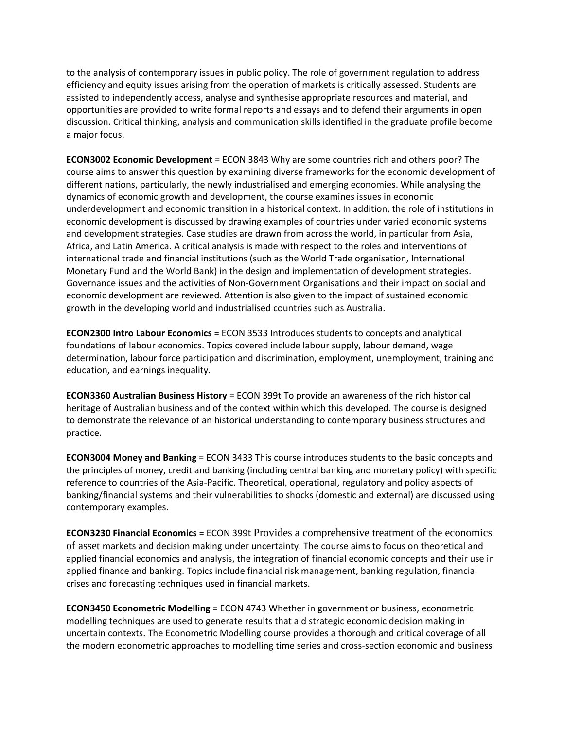to the analysis of contemporary issues in public policy. The role of government regulation to address efficiency and equity issues arising from the operation of markets is critically assessed. Students are assisted to independently access, analyse and synthesise appropriate resources and material, and opportunities are provided to write formal reports and essays and to defend their arguments in open discussion. Critical thinking, analysis and communication skills identified in the graduate profile become a major focus.

**ECON3002 Economic Development** = ECON 3843 Why are some countries rich and others poor? The course aims to answer this question by examining diverse frameworks for the economic development of different nations, particularly, the newly industrialised and emerging economies. While analysing the dynamics of economic growth and development, the course examines issues in economic underdevelopment and economic transition in a historical context. In addition, the role of institutions in economic development is discussed by drawing examples of countries under varied economic systems and development strategies. Case studies are drawn from across the world, in particular from Asia, Africa, and Latin America. A critical analysis is made with respect to the roles and interventions of international trade and financial institutions (such as the World Trade organisation, International Monetary Fund and the World Bank) in the design and implementation of development strategies. Governance issues and the activities of Non-Government Organisations and their impact on social and economic development are reviewed. Attention is also given to the impact of sustained economic growth in the developing world and industrialised countries such as Australia.

**ECON2300 Intro Labour Economics** = ECON 3533 Introduces students to concepts and analytical foundations of labour economics. Topics covered include labour supply, labour demand, wage determination, labour force participation and discrimination, employment, unemployment, training and education, and earnings inequality.

**ECON3360 Australian Business History** = ECON 399t To provide an awareness of the rich historical heritage of Australian business and of the context within which this developed. The course is designed to demonstrate the relevance of an historical understanding to contemporary business structures and practice.

**ECON3004 Money and Banking** = ECON 3433 This course introduces students to the basic concepts and the principles of money, credit and banking (including central banking and monetary policy) with specific reference to countries of the Asia-Pacific. Theoretical, operational, regulatory and policy aspects of banking/financial systems and their vulnerabilities to shocks (domestic and external) are discussed using contemporary examples.

**ECON3230 Financial Economics** = ECON 399t Provides a comprehensive treatment of the economics of asset markets and decision making under uncertainty. The course aims to focus on theoretical and applied financial economics and analysis, the integration of financial economic concepts and their use in applied finance and banking. Topics include financial risk management, banking regulation, financial crises and forecasting techniques used in financial markets.

**ECON3450 Econometric Modelling** = ECON 4743 Whether in government or business, econometric modelling techniques are used to generate results that aid strategic economic decision making in uncertain contexts. The Econometric Modelling course provides a thorough and critical coverage of all the modern econometric approaches to modelling time series and cross-section economic and business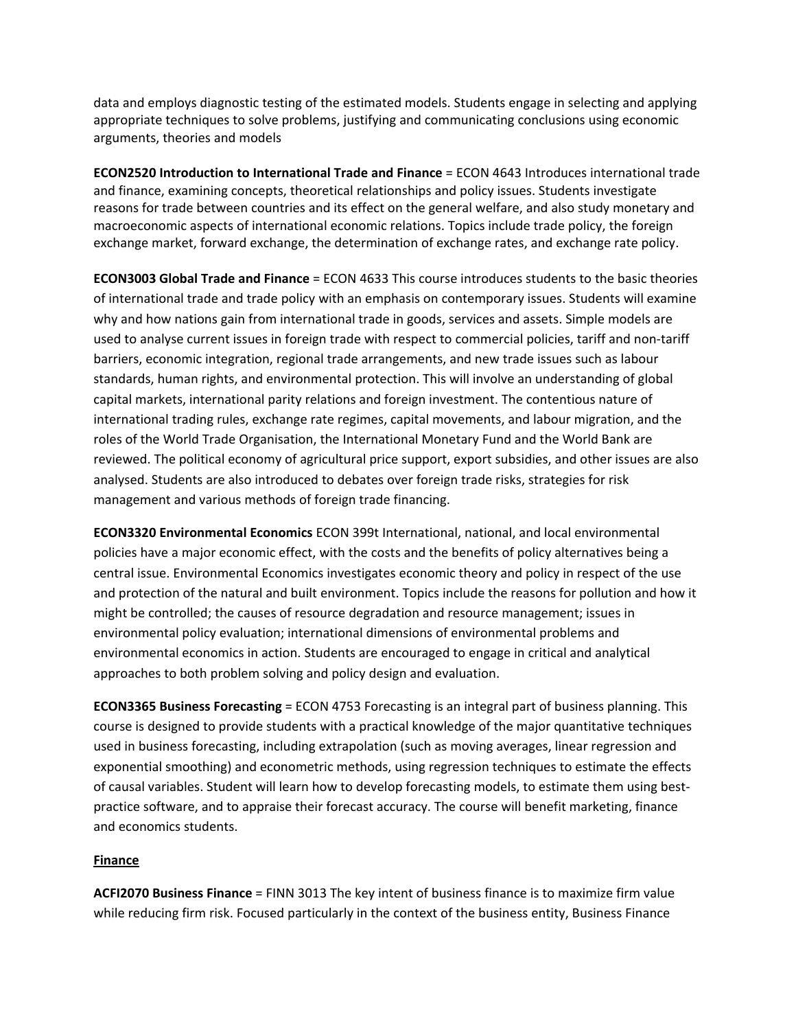data and employs diagnostic testing of the estimated models. Students engage in selecting and applying appropriate techniques to solve problems, justifying and communicating conclusions using economic arguments, theories and models

**ECON2520 Introduction to International Trade and Finance** = ECON 4643 Introduces international trade and finance, examining concepts, theoretical relationships and policy issues. Students investigate reasons for trade between countries and its effect on the general welfare, and also study monetary and macroeconomic aspects of international economic relations. Topics include trade policy, the foreign exchange market, forward exchange, the determination of exchange rates, and exchange rate policy.

**ECON3003 Global Trade and Finance** = ECON 4633 This course introduces students to the basic theories of international trade and trade policy with an emphasis on contemporary issues. Students will examine why and how nations gain from international trade in goods, services and assets. Simple models are used to analyse current issues in foreign trade with respect to commercial policies, tariff and non-tariff barriers, economic integration, regional trade arrangements, and new trade issues such as labour standards, human rights, and environmental protection. This will involve an understanding of global capital markets, international parity relations and foreign investment. The contentious nature of international trading rules, exchange rate regimes, capital movements, and labour migration, and the roles of the World Trade Organisation, the International Monetary Fund and the World Bank are reviewed. The political economy of agricultural price support, export subsidies, and other issues are also analysed. Students are also introduced to debates over foreign trade risks, strategies for risk management and various methods of foreign trade financing.

**ECON3320 Environmental Economics** ECON 399t International, national, and local environmental policies have a major economic effect, with the costs and the benefits of policy alternatives being a central issue. Environmental Economics investigates economic theory and policy in respect of the use and protection of the natural and built environment. Topics include the reasons for pollution and how it might be controlled; the causes of resource degradation and resource management; issues in environmental policy evaluation; international dimensions of environmental problems and environmental economics in action. Students are encouraged to engage in critical and analytical approaches to both problem solving and policy design and evaluation.

**ECON3365 Business Forecasting** = ECON 4753 Forecasting is an integral part of business planning. This course is designed to provide students with a practical knowledge of the major quantitative techniques used in business forecasting, including extrapolation (such as moving averages, linear regression and exponential smoothing) and econometric methods, using regression techniques to estimate the effects of causal variables. Student will learn how to develop forecasting models, to estimate them using best-practice software, and to appraise their forecast accuracy. The course will benefit marketing, finance and economics students.

## Finance

**ACFI2070 Business Finance** = FINN 3013 The key intent of business finance is to maximize firm value while reducing firm risk. Focused particularly in the context of the business entity, Business Finance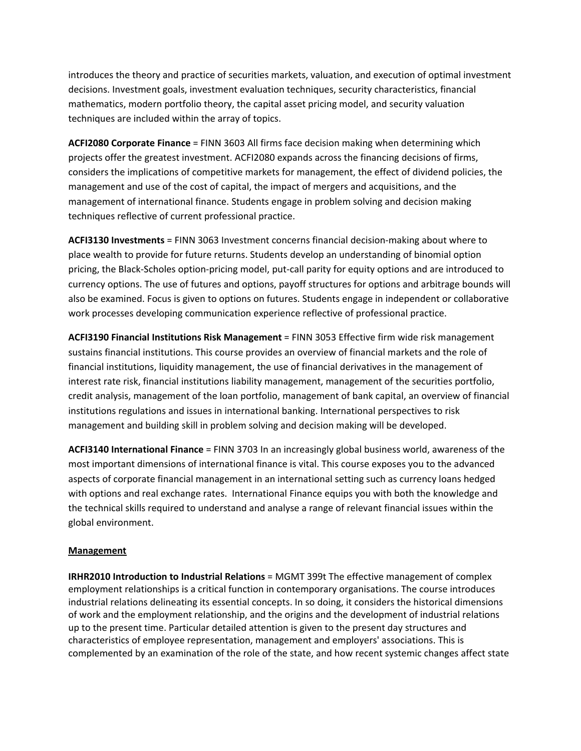introduces the theory and practice of securities markets, valuation, and execution of optimal investment decisions. Investment goals, investment evaluation techniques, security characteristics, financial mathematics, modern portfolio theory, the capital asset pricing model, and security valuation techniques are included within the array of topics.

**ACFI2080 Corporate Finance** = FINN 3603 All firms face decision making when determining which projects offer the greatest investment. ACFI2080 expands across the financing decisions of firms, considers the implications of competitive markets for management, the effect of dividend policies, the management and use of the cost of capital, the impact of mergers and acquisitions, and the management of international finance. Students engage in problem solving and decision making techniques reflective of current professional practice.

**ACFI3130 Investments** = FINN 3063 Investment concerns financial decision-making about where to place wealth to provide for future returns. Students develop an understanding of binomial option pricing, the Black-Scholes option-pricing model, put-call parity for equity options and are introduced to currency options. The use of futures and options, payoff structures for options and arbitrage bounds will also be examined. Focus is given to options on futures. Students engage in independent or collaborative work processes developing communication experience reflective of professional practice.

**ACFI3190 Financial Institutions Risk Management** = FINN 3053 Effective firm wide risk management sustains financial institutions. This course provides an overview of financial markets and the role of financial institutions, liquidity management, the use of financial derivatives in the management of interest rate risk, financial institutions liability management, management of the securities portfolio, credit analysis, management of the loan portfolio, management of bank capital, an overview of financial institutions regulations and issues in international banking. International perspectives to risk management and building skill in problem solving and decision making will be developed.

**ACFI3140 International Finance** = FINN 3703 In an increasingly global business world, awareness of the most important dimensions of international finance is vital. This course exposes you to the advanced aspects of corporate financial management in an international setting such as currency loans hedged with options and real exchange rates. International Finance equips you with both the knowledge and the technical skills required to understand and analyse a range of relevant financial issues within the global environment.

**Management**

**IRHR2010 Introduction to Industrial Relations** = MGMT 399t The effective management of complex employment relationships is a critical function in contemporary organisations. The course introduces industrial relations delineating its essential concepts. In so doing, it considers the historical dimensions of work and the employment relationship, and the origins and the development of industrial relations up to the present time. Particular detailed attention is given to the present day structures and characteristics of employee representation, management and employers' associations. This is complemented by an examination of the role of the state, and how recent systemic changes affect state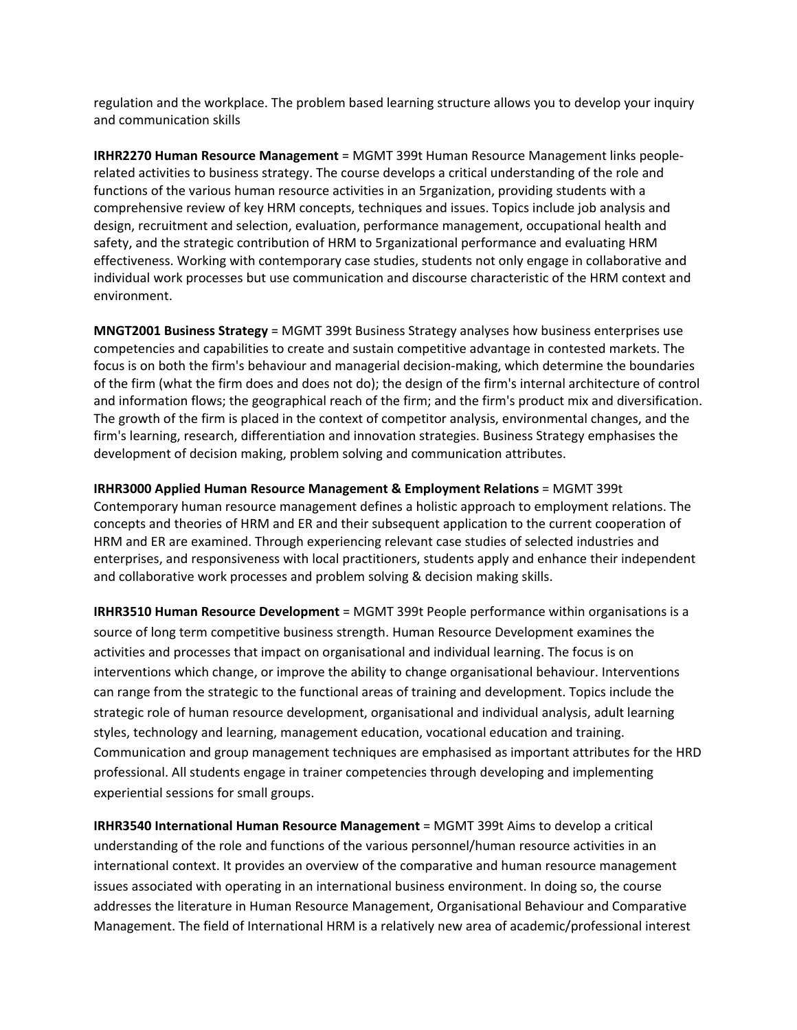regulation and the workplace. The problem based learning structure allows you to develop your inquiry and communication skills

**IRHR2270 Human Resource Management** = MGMT 399t Human Resource Management links people-related activities to business strategy. The course develops a critical understanding of the role and functions of the various human resource activities in an 5rganization, providing students with a comprehensive review of key HRM concepts, techniques and issues. Topics include job analysis and design, recruitment and selection, evaluation, performance management, occupational health and safety, and the strategic contribution of HRM to 5rganizational performance and evaluating HRM effectiveness. Working with contemporary case studies, students not only engage in collaborative and individual work processes but use communication and discourse characteristic of the HRM context and environment.

**MNGT2001 Business Strategy** = MGMT 399t Business Strategy analyses how business enterprises use competencies and capabilities to create and sustain competitive advantage in contested markets. The focus is on both the firm's behaviour and managerial decision-making, which determine the boundaries of the firm (what the firm does and does not do); the design of the firm's internal architecture of control and information flows; the geographical reach of the firm; and the firm's product mix and diversification. The growth of the firm is placed in the context of competitor analysis, environmental changes, and the firm's learning, research, differentiation and innovation strategies. Business Strategy emphasises the development of decision making, problem solving and communication attributes.

**IRHR3000 Applied Human Resource Management & Employment Relations** = MGMT 399t Contemporary human resource management defines a holistic approach to employment relations. The concepts and theories of HRM and ER and their subsequent application to the current cooperation of HRM and ER are examined. Through experiencing relevant case studies of selected industries and enterprises, and responsiveness with local practitioners, students apply and enhance their independent and collaborative work processes and problem solving & decision making skills.

**IRHR3510 Human Resource Development** = MGMT 399t People performance within organisations is a source of long term competitive business strength. Human Resource Development examines the activities and processes that impact on organisational and individual learning. The focus is on interventions which change, or improve the ability to change organisational behaviour. Interventions can range from the strategic to the functional areas of training and development. Topics include the strategic role of human resource development, organisational and individual analysis, adult learning styles, technology and learning, management education, vocational education and training. Communication and group management techniques are emphasised as important attributes for the HRD professional. All students engage in trainer competencies through developing and implementing experiential sessions for small groups.

**IRHR3540 International Human Resource Management** = MGMT 399t Aims to develop a critical understanding of the role and functions of the various personnel/human resource activities in an international context. It provides an overview of the comparative and human resource management issues associated with operating in an international business environment. In doing so, the course addresses the literature in Human Resource Management, Organisational Behaviour and Comparative Management. The field of International HRM is a relatively new area of academic/professional interest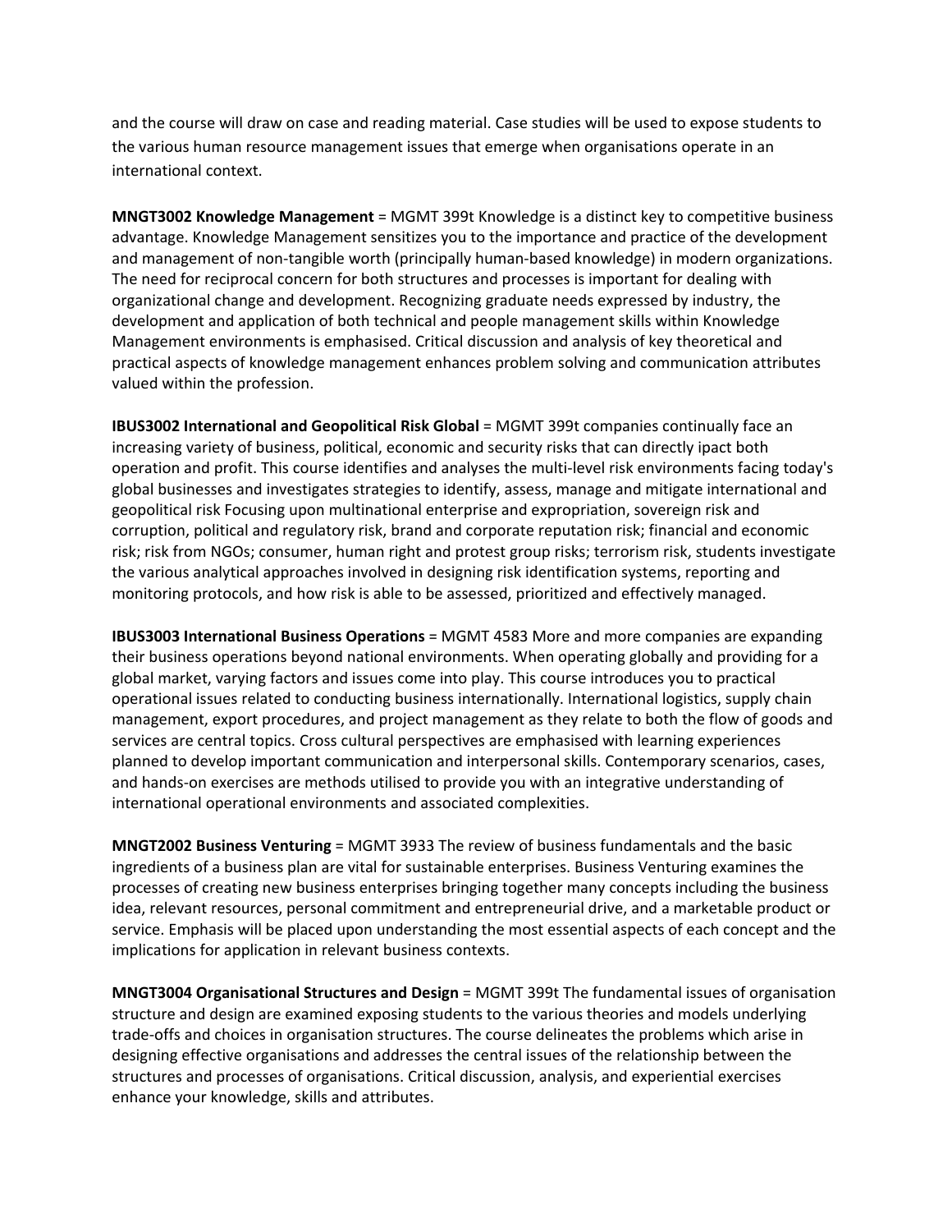and the course will draw on case and reading material. Case studies will be used to expose students to the various human resource management issues that emerge when organisations operate in an international context.

**MNGT3002 Knowledge Management** = MGMT 399t Knowledge is a distinct key to competitive business advantage. Knowledge Management sensitizes you to the importance and practice of the development and management of non-tangible worth (principally human-based knowledge) in modern organizations. The need for reciprocal concern for both structures and processes is important for dealing with organizational change and development. Recognizing graduate needs expressed by industry, the development and application of both technical and people management skills within Knowledge Management environments is emphasised. Critical discussion and analysis of key theoretical and practical aspects of knowledge management enhances problem solving and communication attributes valued within the profession.

**IBUS3002 International and Geopolitical Risk Global** = MGMT 399t companies continually face an increasing variety of business, political, economic and security risks that can directly ipact both operation and profit. This course identifies and analyses the multi-level risk environments facing today's global businesses and investigates strategies to identify, assess, manage and mitigate international and geopolitical risk Focusing upon multinational enterprise and expropriation, sovereign risk and corruption, political and regulatory risk, brand and corporate reputation risk; financial and economic risk; risk from NGOs; consumer, human right and protest group risks; terrorism risk, students investigate the various analytical approaches involved in designing risk identification systems, reporting and monitoring protocols, and how risk is able to be assessed, prioritized and effectively managed.

**IBUS3003 International Business Operations** = MGMT 4583 More and more companies are expanding their business operations beyond national environments. When operating globally and providing for a global market, varying factors and issues come into play. This course introduces you to practical operational issues related to conducting business internationally. International logistics, supply chain management, export procedures, and project management as they relate to both the flow of goods and services are central topics. Cross cultural perspectives are emphasised with learning experiences planned to develop important communication and interpersonal skills. Contemporary scenarios, cases, and hands-on exercises are methods utilised to provide you with an integrative understanding of international operational environments and associated complexities.

**MNGT2002 Business Venturing** = MGMT 3933 The review of business fundamentals and the basic ingredients of a business plan are vital for sustainable enterprises. Business Venturing examines the processes of creating new business enterprises bringing together many concepts including the business idea, relevant resources, personal commitment and entrepreneurial drive, and a marketable product or service. Emphasis will be placed upon understanding the most essential aspects of each concept and the implications for application in relevant business contexts.

**MNGT3004 Organisational Structures and Design** = MGMT 399t The fundamental issues of organisation structure and design are examined exposing students to the various theories and models underlying trade-offs and choices in organisation structures. The course delineates the problems which arise in designing effective organisations and addresses the central issues of the relationship between the structures and processes of organisations. Critical discussion, analysis, and experiential exercises enhance your knowledge, skills and attributes.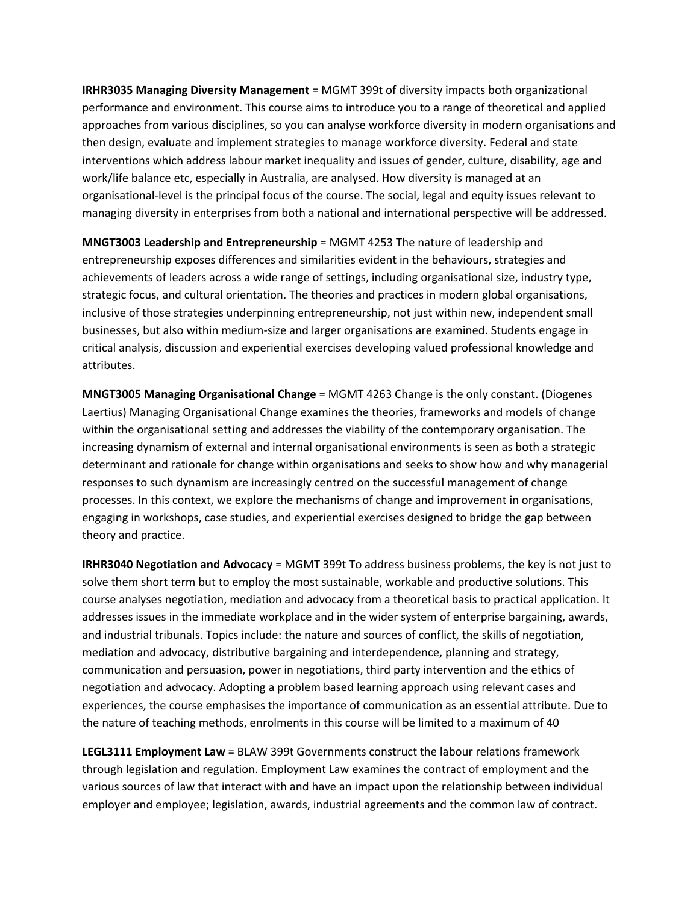**IRHR3035 Managing Diversity Management** = MGMT 399t of diversity impacts both organizational performance and environment. This course aims to introduce you to a range of theoretical and applied approaches from various disciplines, so you can analyse workforce diversity in modern organisations and then design, evaluate and implement strategies to manage workforce diversity. Federal and state interventions which address labour market inequality and issues of gender, culture, disability, age and work/life balance etc, especially in Australia, are analysed. How diversity is managed at an organisational-level is the principal focus of the course. The social, legal and equity issues relevant to managing diversity in enterprises from both a national and international perspective will be addressed.

**MNGT3003 Leadership and Entrepreneurship** = MGMT 4253 The nature of leadership and entrepreneurship exposes differences and similarities evident in the behaviours, strategies and achievements of leaders across a wide range of settings, including organisational size, industry type, strategic focus, and cultural orientation. The theories and practices in modern global organisations, inclusive of those strategies underpinning entrepreneurship, not just within new, independent small businesses, but also within medium-size and larger organisations are examined. Students engage in critical analysis, discussion and experiential exercises developing valued professional knowledge and attributes.

**MNGT3005 Managing Organisational Change** = MGMT 4263 Change is the only constant. (Diogenes Laertius) Managing Organisational Change examines the theories, frameworks and models of change within the organisational setting and addresses the viability of the contemporary organisation. The increasing dynamism of external and internal organisational environments is seen as both a strategic determinant and rationale for change within organisations and seeks to show how and why managerial responses to such dynamism are increasingly centred on the successful management of change processes. In this context, we explore the mechanisms of change and improvement in organisations, engaging in workshops, case studies, and experiential exercises designed to bridge the gap between theory and practice.

**IRHR3040 Negotiation and Advocacy** = MGMT 399t To address business problems, the key is not just to solve them short term but to employ the most sustainable, workable and productive solutions. This course analyses negotiation, mediation and advocacy from a theoretical basis to practical application. It addresses issues in the immediate workplace and in the wider system of enterprise bargaining, awards, and industrial tribunals. Topics include: the nature and sources of conflict, the skills of negotiation, mediation and advocacy, distributive bargaining and interdependence, planning and strategy, communication and persuasion, power in negotiations, third party intervention and the ethics of negotiation and advocacy. Adopting a problem based learning approach using relevant cases and experiences, the course emphasises the importance of communication as an essential attribute. Due to the nature of teaching methods, enrolments in this course will be limited to a maximum of 40

**LEGL3111 Employment Law** = BLAW 399t Governments construct the labour relations framework through legislation and regulation. Employment Law examines the contract of employment and the various sources of law that interact with and have an impact upon the relationship between individual employer and employee; legislation, awards, industrial agreements and the common law of contract.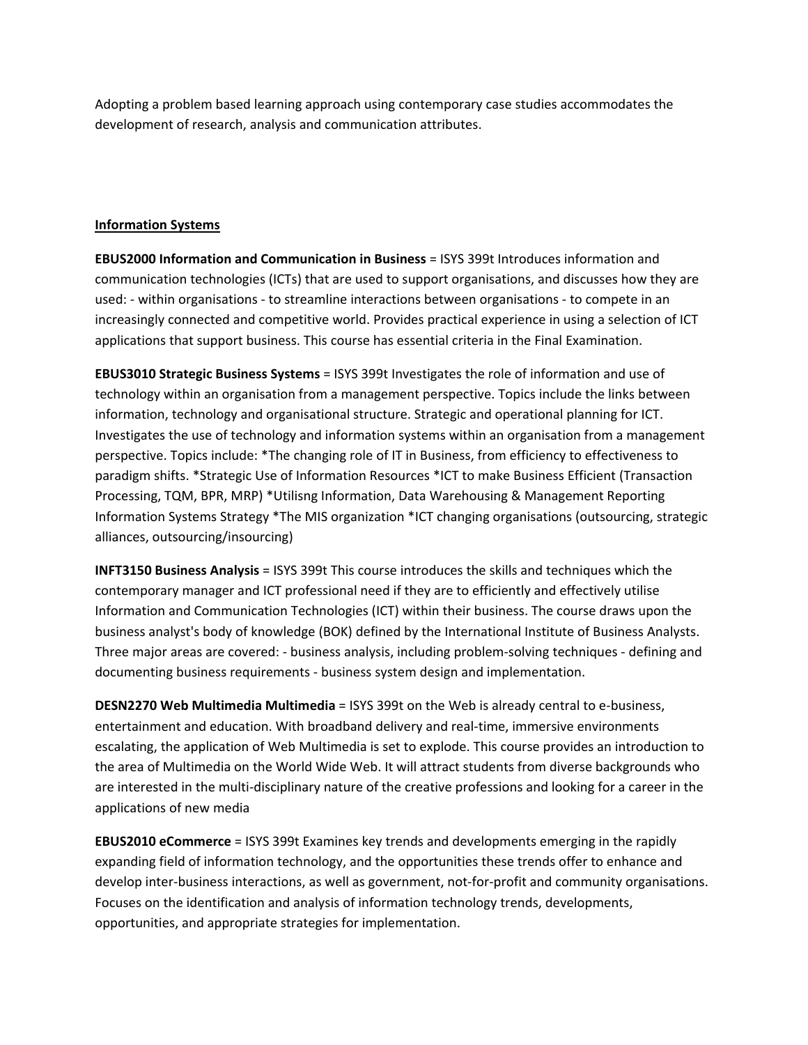Adopting a problem based learning approach using contemporary case studies accommodates the development of research, analysis and communication attributes.

**Information Systems**

**EBUS2000 Information and Communication in Business** = ISYS 399t Introduces information and communication technologies (ICTs) that are used to support organisations, and discusses how they are used: - within organisations - to streamline interactions between organisations - to compete in an increasingly connected and competitive world. Provides practical experience in using a selection of ICT applications that support business. This course has essential criteria in the Final Examination.

**EBUS3010 Strategic Business Systems** = ISYS 399t Investigates the role of information and use of technology within an organisation from a management perspective. Topics include the links between information, technology and organisational structure. Strategic and operational planning for ICT. Investigates the use of technology and information systems within an organisation from a management perspective. Topics include: *The changing role of IT in Business, from efficiency to effectiveness to paradigm shifts. *Strategic Use of Information Resources *ICT to make Business Efficient (Transaction Processing, TQM, BPR, MRP) *Utilisng Information, Data Warehousing & Management Reporting Information Systems Strategy *The MIS organization *ICT changing organisations (outsourcing, strategic alliances, outsourcing/insourcing)

**INFT3150 Business Analysis** = ISYS 399t This course introduces the skills and techniques which the contemporary manager and ICT professional need if they are to efficiently and effectively utilise Information and Communication Technologies (ICT) within their business. The course draws upon the business analyst's body of knowledge (BOK) defined by the International Institute of Business Analysts. Three major areas are covered: - business analysis, including problem-solving techniques - defining and documenting business requirements - business system design and implementation.

**DESN2270 Web Multimedia Multimedia** = ISYS 399t on the Web is already central to e-business, entertainment and education. With broadband delivery and real-time, immersive environments escalating, the application of Web Multimedia is set to explode. This course provides an introduction to the area of Multimedia on the World Wide Web. It will attract students from diverse backgrounds who are interested in the multi-disciplinary nature of the creative professions and looking for a career in the applications of new media

**EBUS2010 eCommerce** = ISYS 399t Examines key trends and developments emerging in the rapidly expanding field of information technology, and the opportunities these trends offer to enhance and develop inter-business interactions, as well as government, not-for-profit and community organisations. Focuses on the identification and analysis of information technology trends, developments, opportunities, and appropriate strategies for implementation.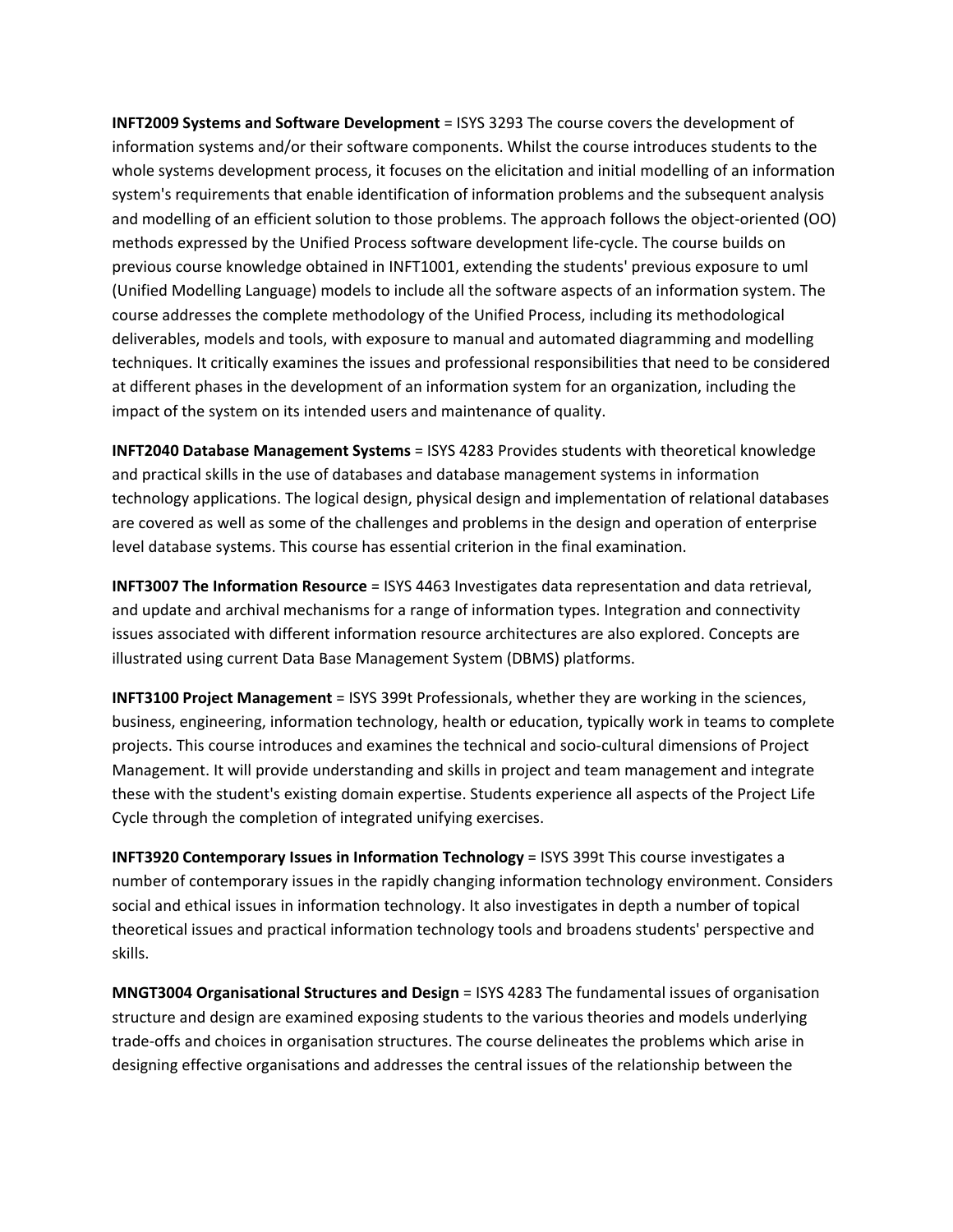**INFT2009 Systems and Software Development** = ISYS 3293 The course covers the development of information systems and/or their software components. Whilst the course introduces students to the whole systems development process, it focuses on the elicitation and initial modelling of an information system's requirements that enable identification of information problems and the subsequent analysis and modelling of an efficient solution to those problems. The approach follows the object-oriented (OO) methods expressed by the Unified Process software development life-cycle. The course builds on previous course knowledge obtained in INFT1001, extending the students' previous exposure to uml (Unified Modelling Language) models to include all the software aspects of an information system. The course addresses the complete methodology of the Unified Process, including its methodological deliverables, models and tools, with exposure to manual and automated diagramming and modelling techniques. It critically examines the issues and professional responsibilities that need to be considered at different phases in the development of an information system for an organization, including the impact of the system on its intended users and maintenance of quality.

**INFT2040 Database Management Systems** = ISYS 4283 Provides students with theoretical knowledge and practical skills in the use of databases and database management systems in information technology applications. The logical design, physical design and implementation of relational databases are covered as well as some of the challenges and problems in the design and operation of enterprise level database systems. This course has essential criterion in the final examination.

**INFT3007 The Information Resource** = ISYS 4463 Investigates data representation and data retrieval, and update and archival mechanisms for a range of information types. Integration and connectivity issues associated with different information resource architectures are also explored. Concepts are illustrated using current Data Base Management System (DBMS) platforms.

**INFT3100 Project Management** = ISYS 399t Professionals, whether they are working in the sciences, business, engineering, information technology, health or education, typically work in teams to complete projects. This course introduces and examines the technical and socio-cultural dimensions of Project Management. It will provide understanding and skills in project and team management and integrate these with the student's existing domain expertise. Students experience all aspects of the Project Life Cycle through the completion of integrated unifying exercises.

**INFT3920 Contemporary Issues in Information Technology** = ISYS 399t This course investigates a number of contemporary issues in the rapidly changing information technology environment. Considers social and ethical issues in information technology. It also investigates in depth a number of topical theoretical issues and practical information technology tools and broadens students' perspective and skills.

**MNGT3004 Organisational Structures and Design** = ISYS 4283 The fundamental issues of organisation structure and design are examined exposing students to the various theories and models underlying trade-offs and choices in organisation structures. The course delineates the problems which arise in designing effective organisations and addresses the central issues of the relationship between the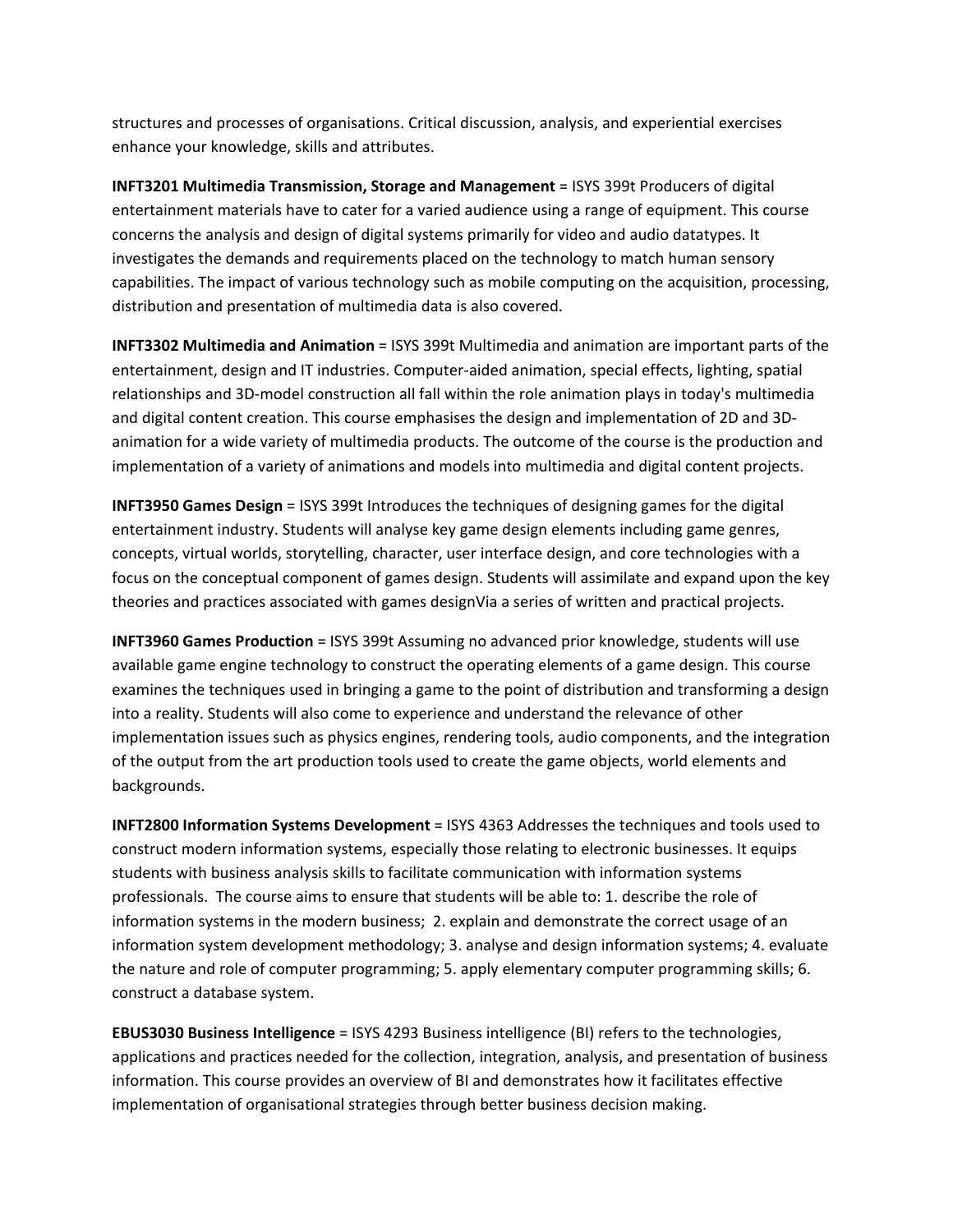structures and processes of organisations. Critical discussion, analysis, and experiential exercises enhance your knowledge, skills and attributes.

**INFT3201 Multimedia Transmission, Storage and Management** = ISYS 399t Producers of digital entertainment materials have to cater for a varied audience using a range of equipment. This course concerns the analysis and design of digital systems primarily for video and audio datatypes. It investigates the demands and requirements placed on the technology to match human sensory capabilities. The impact of various technology such as mobile computing on the acquisition, processing, distribution and presentation of multimedia data is also covered.

**INFT3302 Multimedia and Animation** = ISYS 399t Multimedia and animation are important parts of the entertainment, design and IT industries. Computer-aided animation, special effects, lighting, spatial relationships and 3D-model construction all fall within the role animation plays in today's multimedia and digital content creation. This course emphasises the design and implementation of 2D and 3D-animation for a wide variety of multimedia products. The outcome of the course is the production and implementation of a variety of animations and models into multimedia and digital content projects.

**INFT3950 Games Design** = ISYS 399t Introduces the techniques of designing games for the digital entertainment industry. Students will analyse key game design elements including game genres, concepts, virtual worlds, storytelling, character, user interface design, and core technologies with a focus on the conceptual component of games design. Students will assimilate and expand upon the key theories and practices associated with games designVia a series of written and practical projects.

**INFT3960 Games Production** = ISYS 399t Assuming no advanced prior knowledge, students will use available game engine technology to construct the operating elements of a game design. This course examines the techniques used in bringing a game to the point of distribution and transforming a design into a reality. Students will also come to experience and understand the relevance of other implementation issues such as physics engines, rendering tools, audio components, and the integration of the output from the art production tools used to create the game objects, world elements and backgrounds.

**INFT2800 Information Systems Development** = ISYS 4363 Addresses the techniques and tools used to construct modern information systems, especially those relating to electronic businesses. It equips students with business analysis skills to facilitate communication with information systems professionals. The course aims to ensure that students will be able to: 1. describe the role of information systems in the modern business; 2. explain and demonstrate the correct usage of an information system development methodology; 3. analyse and design information systems; 4. evaluate the nature and role of computer programming; 5. apply elementary computer programming skills; 6. construct a database system.

**EBUS3030 Business Intelligence** = ISYS 4293 Business intelligence (BI) refers to the technologies, applications and practices needed for the collection, integration, analysis, and presentation of business information. This course provides an overview of BI and demonstrates how it facilitates effective implementation of organisational strategies through better business decision making.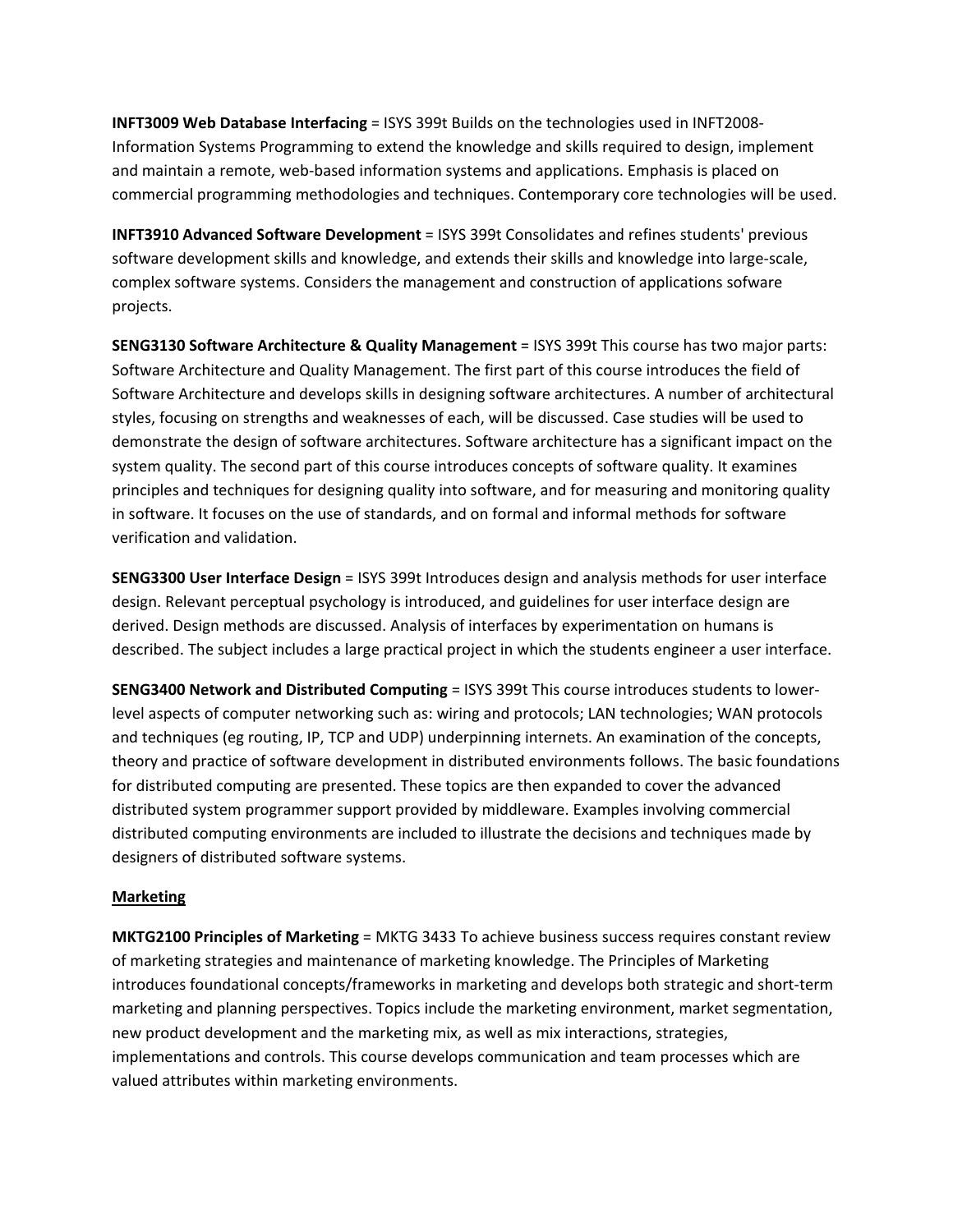**INFT3009 Web Database Interfacing** = ISYS 399t Builds on the technologies used in INFT2008-Information Systems Programming to extend the knowledge and skills required to design, implement and maintain a remote, web-based information systems and applications. Emphasis is placed on commercial programming methodologies and techniques. Contemporary core technologies will be used.

**INFT3910 Advanced Software Development** = ISYS 399t Consolidates and refines students' previous software development skills and knowledge, and extends their skills and knowledge into large-scale, complex software systems. Considers the management and construction of applications sofware projects.

**SENG3130 Software Architecture & Quality Management** = ISYS 399t This course has two major parts: Software Architecture and Quality Management. The first part of this course introduces the field of Software Architecture and develops skills in designing software architectures. A number of architectural styles, focusing on strengths and weaknesses of each, will be discussed. Case studies will be used to demonstrate the design of software architectures. Software architecture has a significant impact on the system quality. The second part of this course introduces concepts of software quality. It examines principles and techniques for designing quality into software, and for measuring and monitoring quality in software. It focuses on the use of standards, and on formal and informal methods for software verification and validation.

**SENG3300 User Interface Design** = ISYS 399t Introduces design and analysis methods for user interface design. Relevant perceptual psychology is introduced, and guidelines for user interface design are derived. Design methods are discussed. Analysis of interfaces by experimentation on humans is described. The subject includes a large practical project in which the students engineer a user interface.

**SENG3400 Network and Distributed Computing** = ISYS 399t This course introduces students to lower-level aspects of computer networking such as: wiring and protocols; LAN technologies; WAN protocols and techniques (eg routing, IP, TCP and UDP) underpinning internets. An examination of the concepts, theory and practice of software development in distributed environments follows. The basic foundations for distributed computing are presented. These topics are then expanded to cover the advanced distributed system programmer support provided by middleware. Examples involving commercial distributed computing environments are included to illustrate the decisions and techniques made by designers of distributed software systems.

## Marketing

**MKTG2100 Principles of Marketing** = MKTG 3433 To achieve business success requires constant review of marketing strategies and maintenance of marketing knowledge. The Principles of Marketing introduces foundational concepts/frameworks in marketing and develops both strategic and short-term marketing and planning perspectives. Topics include the marketing environment, market segmentation, new product development and the marketing mix, as well as mix interactions, strategies, implementations and controls. This course develops communication and team processes which are valued attributes within marketing environments.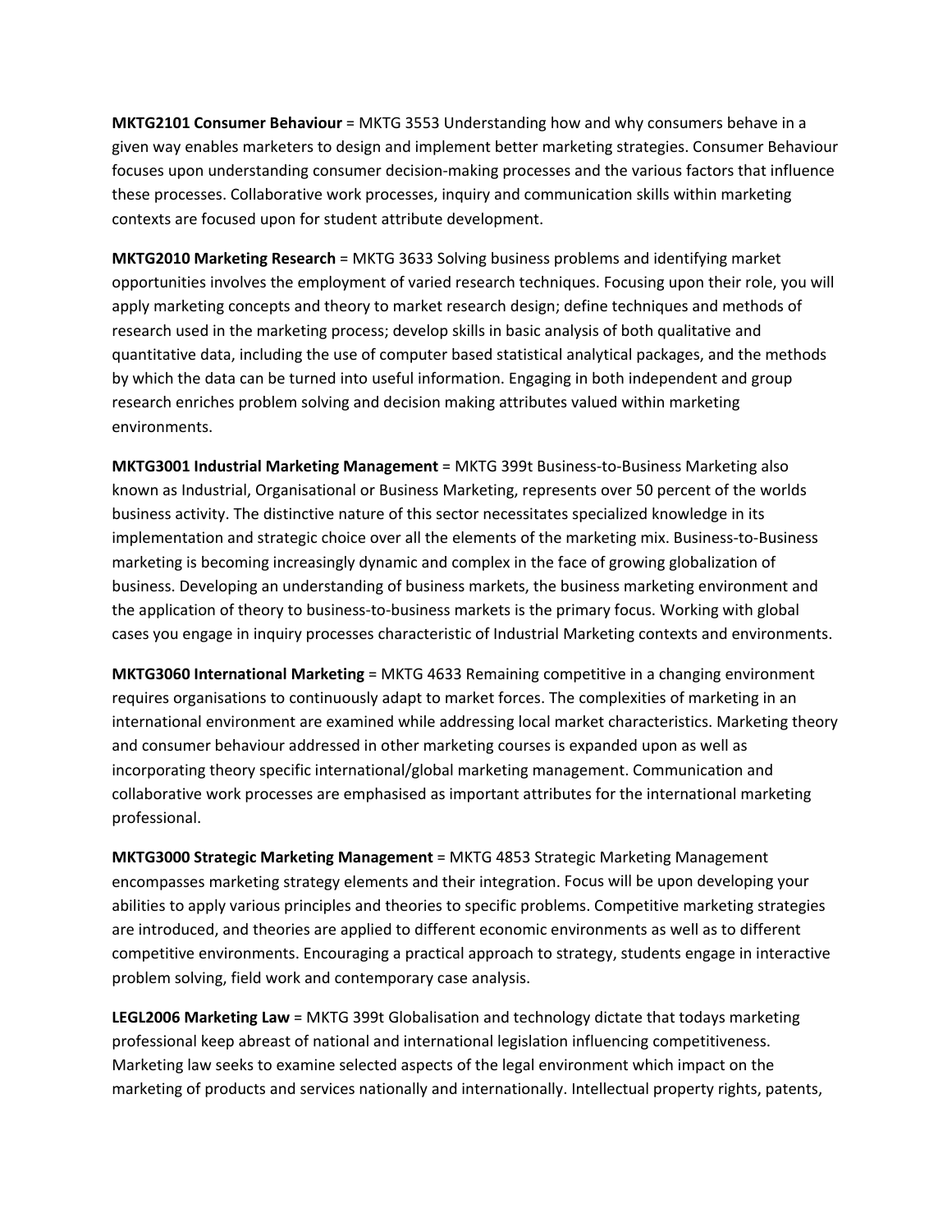**MKTG2101 Consumer Behaviour** = MKTG 3553 Understanding how and why consumers behave in a given way enables marketers to design and implement better marketing strategies. Consumer Behaviour focuses upon understanding consumer decision-making processes and the various factors that influence these processes. Collaborative work processes, inquiry and communication skills within marketing contexts are focused upon for student attribute development.

**MKTG2010 Marketing Research** = MKTG 3633 Solving business problems and identifying market opportunities involves the employment of varied research techniques. Focusing upon their role, you will apply marketing concepts and theory to market research design; define techniques and methods of research used in the marketing process; develop skills in basic analysis of both qualitative and quantitative data, including the use of computer based statistical analytical packages, and the methods by which the data can be turned into useful information. Engaging in both independent and group research enriches problem solving and decision making attributes valued within marketing environments.

**MKTG3001 Industrial Marketing Management** = MKTG 399t Business-to-Business Marketing also known as Industrial, Organisational or Business Marketing, represents over 50 percent of the worlds business activity. The distinctive nature of this sector necessitates specialized knowledge in its implementation and strategic choice over all the elements of the marketing mix. Business-to-Business marketing is becoming increasingly dynamic and complex in the face of growing globalization of business. Developing an understanding of business markets, the business marketing environment and the application of theory to business-to-business markets is the primary focus. Working with global cases you engage in inquiry processes characteristic of Industrial Marketing contexts and environments.

**MKTG3060 International Marketing** = MKTG 4633 Remaining competitive in a changing environment requires organisations to continuously adapt to market forces. The complexities of marketing in an international environment are examined while addressing local market characteristics. Marketing theory and consumer behaviour addressed in other marketing courses is expanded upon as well as incorporating theory specific international/global marketing management. Communication and collaborative work processes are emphasised as important attributes for the international marketing professional.

**MKTG3000 Strategic Marketing Management** = MKTG 4853 Strategic Marketing Management encompasses marketing strategy elements and their integration. Focus will be upon developing your abilities to apply various principles and theories to specific problems. Competitive marketing strategies are introduced, and theories are applied to different economic environments as well as to different competitive environments. Encouraging a practical approach to strategy, students engage in interactive problem solving, field work and contemporary case analysis.

**LEGL2006 Marketing Law** = MKTG 399t Globalisation and technology dictate that todays marketing professional keep abreast of national and international legislation influencing competitiveness. Marketing law seeks to examine selected aspects of the legal environment which impact on the marketing of products and services nationally and internationally. Intellectual property rights, patents,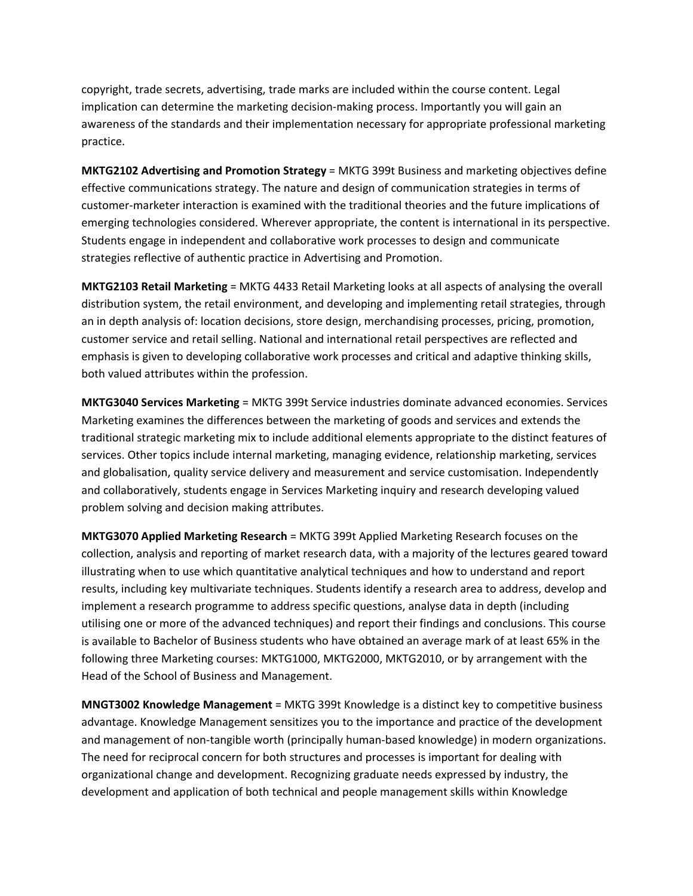copyright, trade secrets, advertising, trade marks are included within the course content. Legal implication can determine the marketing decision-making process. Importantly you will gain an awareness of the standards and their implementation necessary for appropriate professional marketing practice.

**MKTG2102 Advertising and Promotion Strategy** = MKTG 399t Business and marketing objectives define effective communications strategy. The nature and design of communication strategies in terms of customer-marketer interaction is examined with the traditional theories and the future implications of emerging technologies considered. Wherever appropriate, the content is international in its perspective. Students engage in independent and collaborative work processes to design and communicate strategies reflective of authentic practice in Advertising and Promotion.

**MKTG2103 Retail Marketing** = MKTG 4433 Retail Marketing looks at all aspects of analysing the overall distribution system, the retail environment, and developing and implementing retail strategies, through an in depth analysis of: location decisions, store design, merchandising processes, pricing, promotion, customer service and retail selling. National and international retail perspectives are reflected and emphasis is given to developing collaborative work processes and critical and adaptive thinking skills, both valued attributes within the profession.

**MKTG3040 Services Marketing** = MKTG 399t Service industries dominate advanced economies. Services Marketing examines the differences between the marketing of goods and services and extends the traditional strategic marketing mix to include additional elements appropriate to the distinct features of services. Other topics include internal marketing, managing evidence, relationship marketing, services and globalisation, quality service delivery and measurement and service customisation. Independently and collaboratively, students engage in Services Marketing inquiry and research developing valued problem solving and decision making attributes.

**MKTG3070 Applied Marketing Research** = MKTG 399t Applied Marketing Research focuses on the collection, analysis and reporting of market research data, with a majority of the lectures geared toward illustrating when to use which quantitative analytical techniques and how to understand and report results, including key multivariate techniques. Students identify a research area to address, develop and implement a research programme to address specific questions, analyse data in depth (including utilising one or more of the advanced techniques) and report their findings and conclusions. This course is available to Bachelor of Business students who have obtained an average mark of at least 65% in the following three Marketing courses: MKTG1000, MKTG2000, MKTG2010, or by arrangement with the Head of the School of Business and Management.

**MNGT3002 Knowledge Management** = MKTG 399t Knowledge is a distinct key to competitive business advantage. Knowledge Management sensitizes you to the importance and practice of the development and management of non-tangible worth (principally human-based knowledge) in modern organizations. The need for reciprocal concern for both structures and processes is important for dealing with organizational change and development. Recognizing graduate needs expressed by industry, the development and application of both technical and people management skills within Knowledge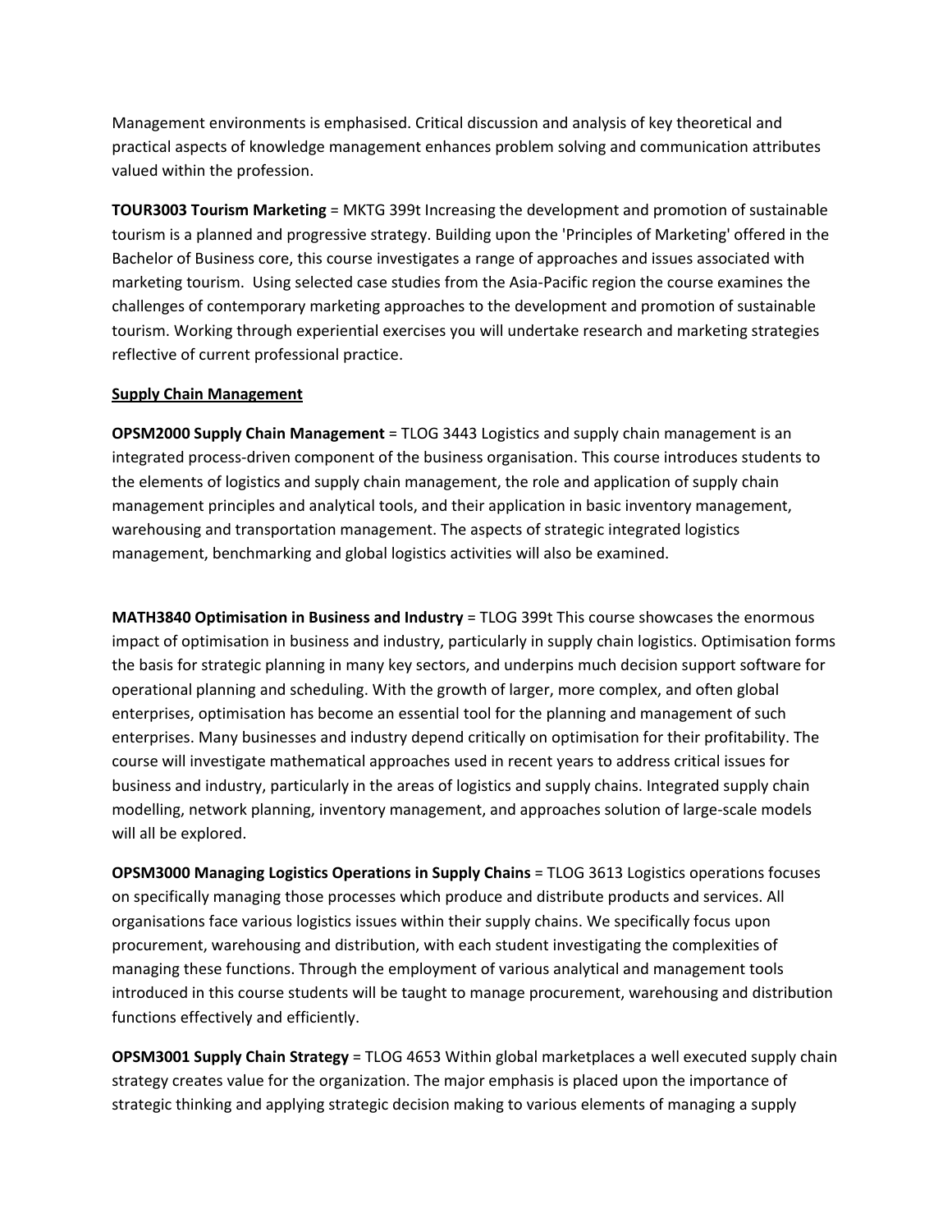Management environments is emphasised. Critical discussion and analysis of key theoretical and practical aspects of knowledge management enhances problem solving and communication attributes valued within the profession.

**TOUR3003 Tourism Marketing** = MKTG 399t Increasing the development and promotion of sustainable tourism is a planned and progressive strategy. Building upon the 'Principles of Marketing' offered in the Bachelor of Business core, this course investigates a range of approaches and issues associated with marketing tourism. Using selected case studies from the Asia-Pacific region the course examines the challenges of contemporary marketing approaches to the development and promotion of sustainable tourism. Working through experiential exercises you will undertake research and marketing strategies reflective of current professional practice.

**Supply Chain Management**

**OPSM2000 Supply Chain Management** = TLOG 3443 Logistics and supply chain management is an integrated process-driven component of the business organisation. This course introduces students to the elements of logistics and supply chain management, the role and application of supply chain management principles and analytical tools, and their application in basic inventory management, warehousing and transportation management. The aspects of strategic integrated logistics management, benchmarking and global logistics activities will also be examined.

**MATH3840 Optimisation in Business and Industry** = TLOG 399t This course showcases the enormous impact of optimisation in business and industry, particularly in supply chain logistics. Optimisation forms the basis for strategic planning in many key sectors, and underpins much decision support software for operational planning and scheduling. With the growth of larger, more complex, and often global enterprises, optimisation has become an essential tool for the planning and management of such enterprises. Many businesses and industry depend critically on optimisation for their profitability. The course will investigate mathematical approaches used in recent years to address critical issues for business and industry, particularly in the areas of logistics and supply chains. Integrated supply chain modelling, network planning, inventory management, and approaches solution of large-scale models will all be explored.

**OPSM3000 Managing Logistics Operations in Supply Chains** = TLOG 3613 Logistics operations focuses on specifically managing those processes which produce and distribute products and services. All organisations face various logistics issues within their supply chains. We specifically focus upon procurement, warehousing and distribution, with each student investigating the complexities of managing these functions. Through the employment of various analytical and management tools introduced in this course students will be taught to manage procurement, warehousing and distribution functions effectively and efficiently.

**OPSM3001 Supply Chain Strategy** = TLOG 4653 Within global marketplaces a well executed supply chain strategy creates value for the organization. The major emphasis is placed upon the importance of strategic thinking and applying strategic decision making to various elements of managing a supply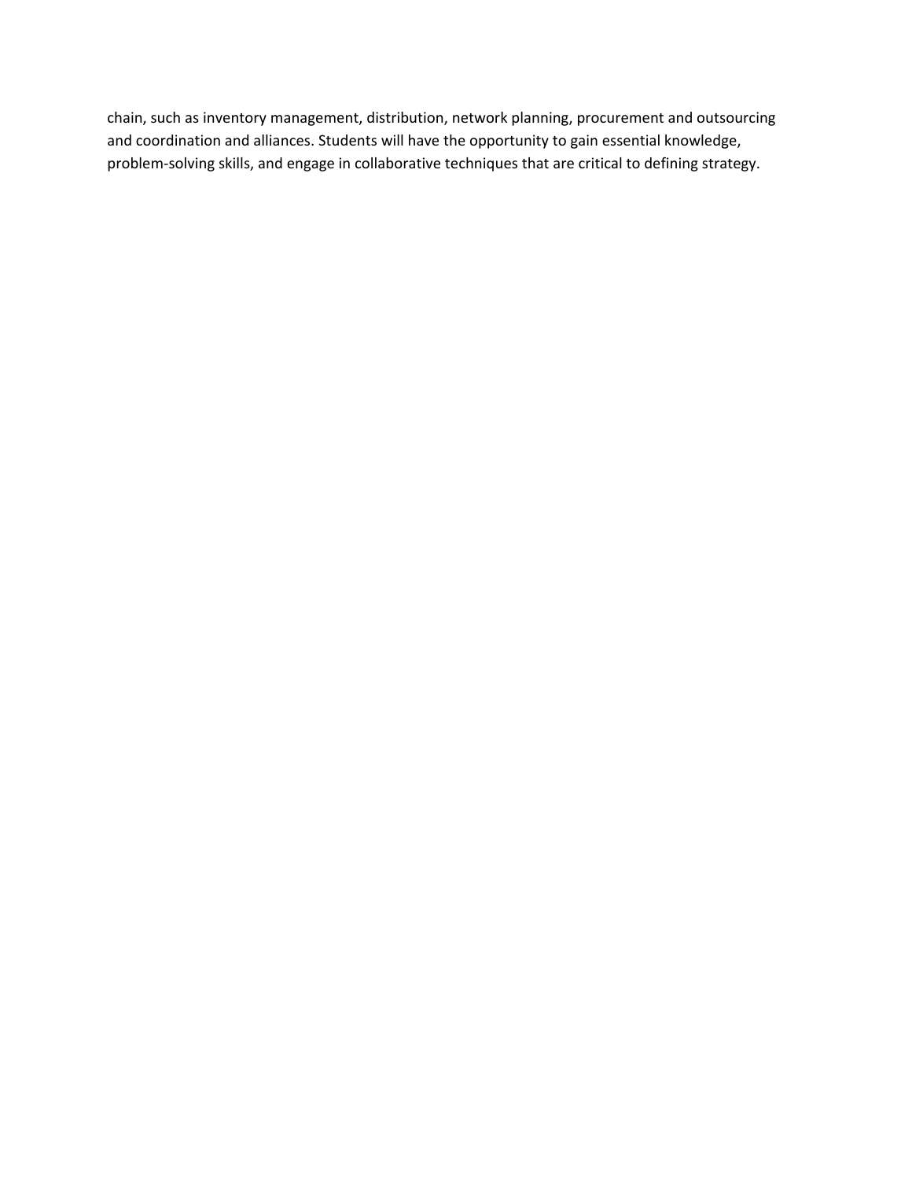chain, such as inventory management, distribution, network planning, procurement and outsourcing and coordination and alliances. Students will have the opportunity to gain essential knowledge, problem-solving skills, and engage in collaborative techniques that are critical to defining strategy.